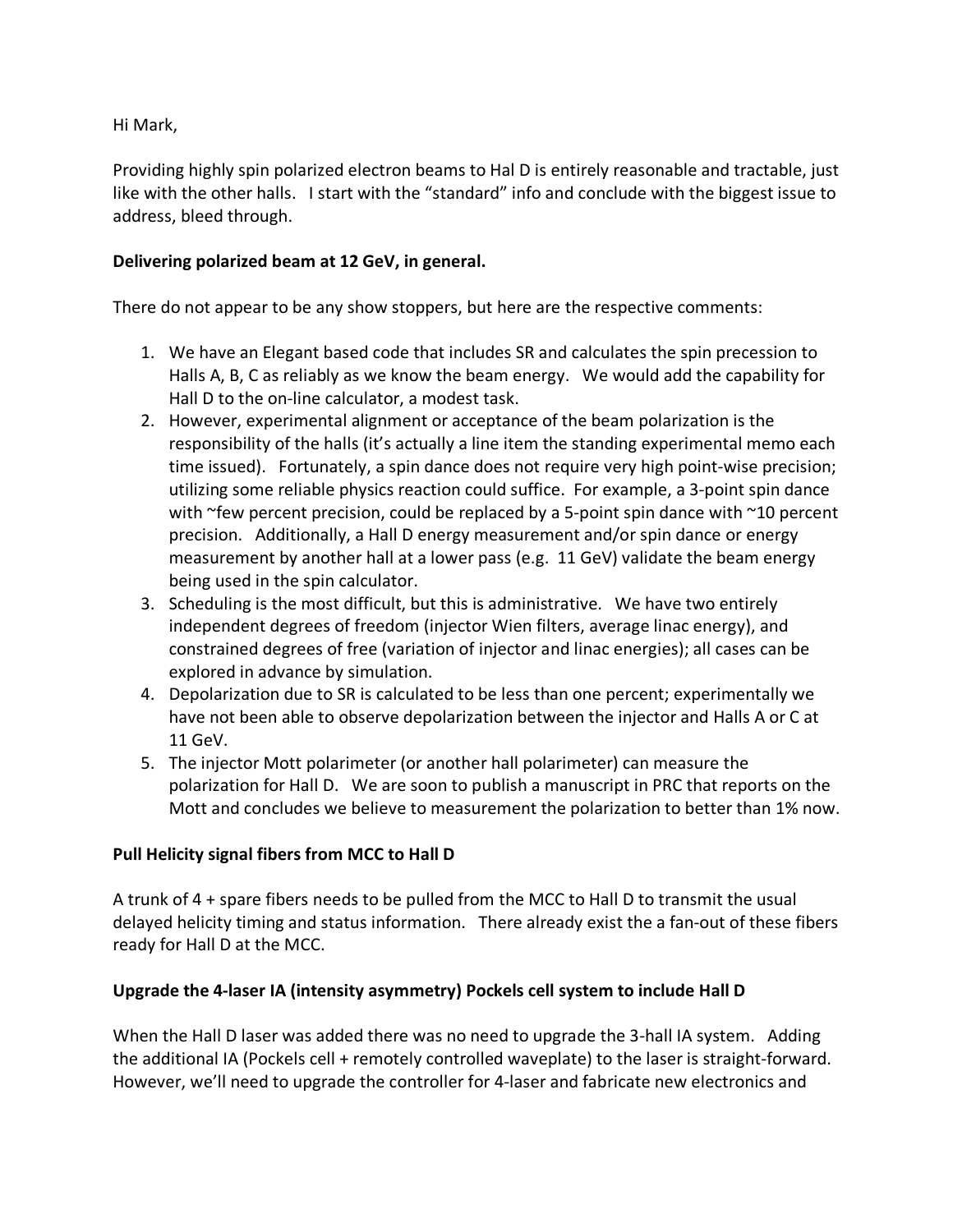Hi Mark,

Providing highly spin polarized electron beams to Hal D is entirely reasonable and tractable, just like with the other halls. I start with the "standard" info and conclude with the biggest issue to address, bleed through.

**Delivering polarized beam at 12 GeV, in general.**

There do not appear to be any show stoppers, but here are the respective comments:

1. We have an Elegant based code that includes SR and calculates the spin precession to Halls A, B, C as reliably as we know the beam energy. We would add the capability for Hall D to the on-line calculator, a modest task.
2. However, experimental alignment or acceptance of the beam polarization is the responsibility of the halls (it's actually a line item the standing experimental memo each time issued). Fortunately, a spin dance does not require very high point-wise precision; utilizing some reliable physics reaction could suffice. For example, a 3-point spin dance with ~few percent precision, could be replaced by a 5-point spin dance with ~10 percent precision. Additionally, a Hall D energy measurement and/or spin dance or energy measurement by another hall at a lower pass (e.g. 11 GeV) validate the beam energy being used in the spin calculator.
3. Scheduling is the most difficult, but this is administrative. We have two entirely independent degrees of freedom (injector Wien filters, average linac energy), and constrained degrees of free (variation of injector and linac energies); all cases can be explored in advance by simulation.
4. Depolarization due to SR is calculated to be less than one percent; experimentally we have not been able to observe depolarization between the injector and Halls A or C at 11 GeV.
5. The injector Mott polarimeter (or another hall polarimeter) can measure the polarization for Hall D. We are soon to publish a manuscript in PRC that reports on the Mott and concludes we believe to measurement the polarization to better than 1% now.

**Pull Helicity signal fibers from MCC to Hall D**

A trunk of 4 + spare fibers needs to be pulled from the MCC to Hall D to transmit the usual delayed helicity timing and status information. There already exist the a fan-out of these fibers ready for Hall D at the MCC.

**Upgrade the 4-laser IA (intensity asymmetry) Pockels cell system to include Hall D**

When the Hall D laser was added there was no need to upgrade the 3-hall IA system. Adding the additional IA (Pockels cell + remotely controlled waveplate) to the laser is straight-forward. However, we'll need to upgrade the controller for 4-laser and fabricate new electronics and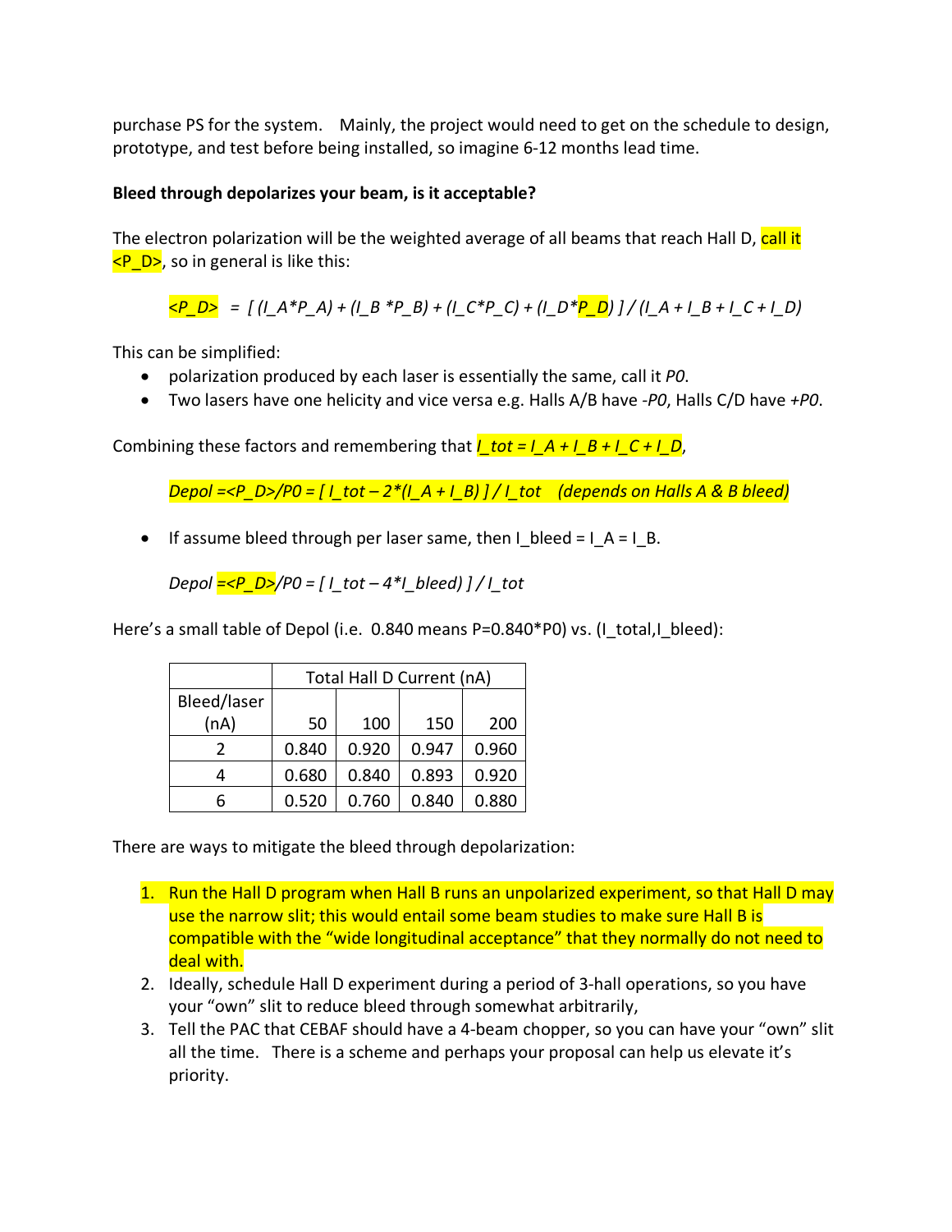purchase PS for the system. Mainly, the project would need to get on the schedule to design, prototype, and test before being installed, so imagine 6-12 months lead time.

**Bleed through depolarizes your beam, is it acceptable?**

The electron polarization will be the weighted average of all beams that reach Hall D, call it $\langle P_D \rangle$, so in general is like this:

$$\langle P_D \rangle = [ (I_A*P_A) + (I_B*P_B) + (I_C*P_C) + (I_D*P_D) ] / (I_A + I_B + I_C + I_D)$$

This can be simplified:

- polarization produced by each laser is essentially the same, call it $P0$.
- Two lasers have one helicity and vice versa e.g. Halls A/B have $-P0$, Halls C/D have $+P0$.

Combining these factors and remembering that $I_{tot} = I_A + I_B + I_C + I_D$,

$$Depol = \langle P_D \rangle / P0 = [ I_{tot} - 2*(I_A + I_B) ] / I_{tot} \quad \text{(depends on Halls A \& B bleed)}$$

- If assume bleed through per laser same, then $I_{bleed} = I_A = I_B$.

$$Depol = \langle P_D \rangle / P0 = [ I_{tot} - 4*I_{bleed} ] / I_{tot}$$

Here's a small table of Depol (i.e. 0.840 means $P=0.840*P0$) vs. ($I_{total}$, $I_{bleed}$):

| Bleed/laser (nA) | Total Hall D Current (nA) | | | |
|---|---|---|---|---|
| | 50 | 100 | 150 | 200 |
| 2 | 0.840 | 0.920 | 0.947 | 0.960 |
| 4 | 0.680 | 0.840 | 0.893 | 0.920 |
| 6 | 0.520 | 0.760 | 0.840 | 0.880 |

There are ways to mitigate the bleed through depolarization:

1. Run the Hall D program when Hall B runs an unpolarized experiment, so that Hall D may use the narrow slit; this would entail some beam studies to make sure Hall B is compatible with the "wide longitudinal acceptance" that they normally do not need to deal with.
2. Ideally, schedule Hall D experiment during a period of 3-hall operations, so you have your "own" slit to reduce bleed through somewhat arbitrarily,
3. Tell the PAC that CEBAF should have a 4-beam chopper, so you can have your "own" slit all the time. There is a scheme and perhaps your proposal can help us elevate it's priority.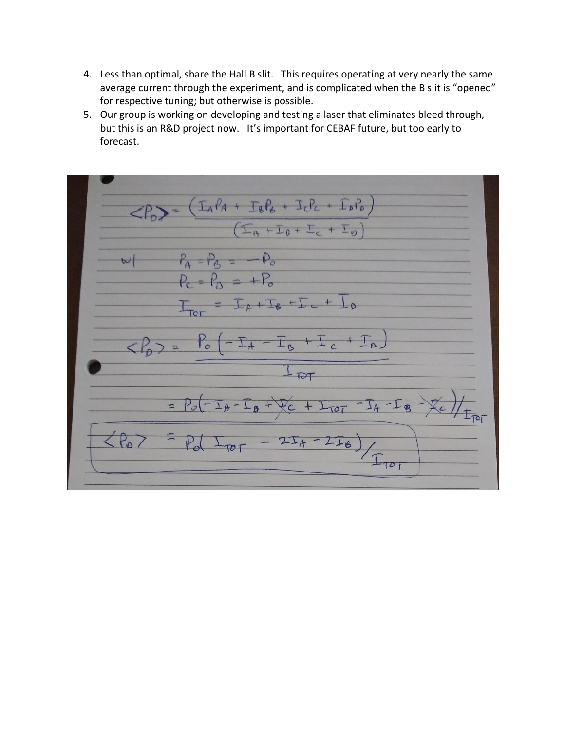4. Less than optimal, share the Hall B slit. This requires operating at very nearly the same average current through the experiment, and is complicated when the B slit is "opened" for respective tuning; but otherwise is possible.
5. Our group is working on developing and testing a laser that eliminates bleed through, but this is an R&D project now. It's important for CEBAF future, but too early to forecast.

$$\langle P_D \rangle = \frac{(I_A P_A + I_B P_B + I_C P_C + I_D P_D)}{(I_A + I_B + I_C + I_D)}$$

w/

$$P_A = P_B = -P_0$$

$$P_C = P_D = +P_0$$

$$I_{TOT} = I_A + I_B + I_C + I_D$$

$$\langle P_D \rangle = \frac{P_0 (-I_A - I_B + I_C + I_D)}{I_{TOT}}$$

$$= P_0 (-I_A - I_B + \cancel{I_C} + I_{TOT} - I_A - I_B - \cancel{I_C}) / I_{TOT}$$

$$\boxed{\langle P_D \rangle = P_0 (I_{TOT} - 2I_A - 2I_B) / I_{TOT}}$$